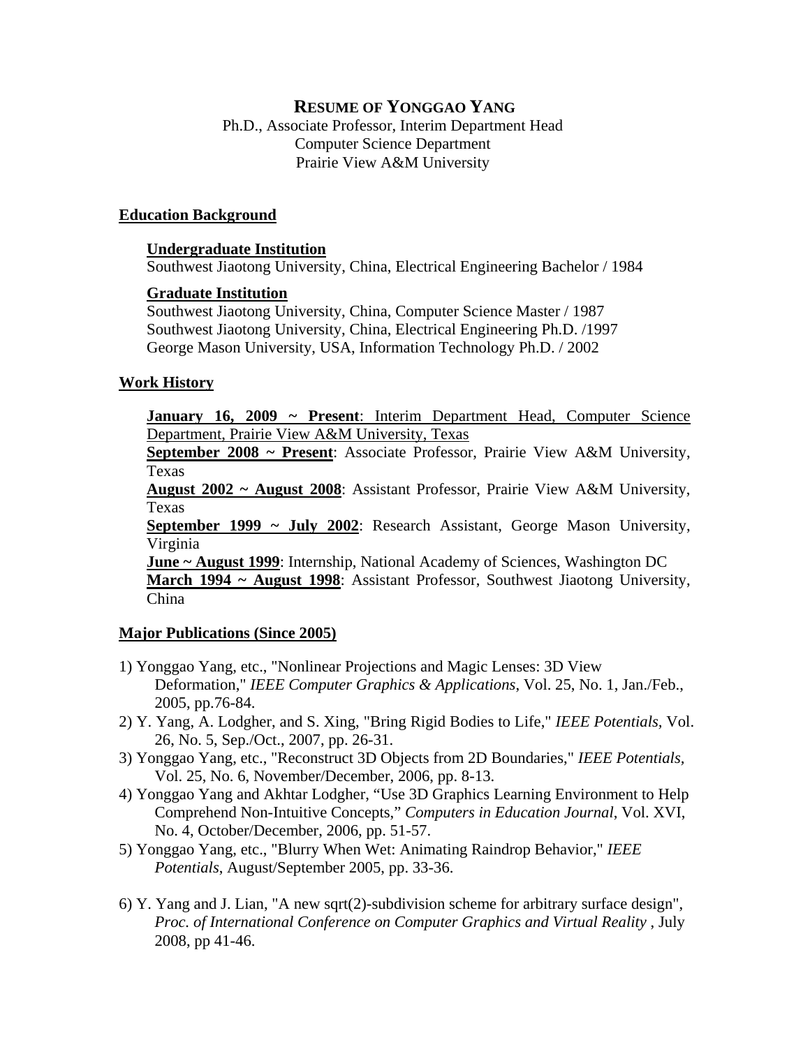# RESUME OF YONGGAO YANG

Ph.D., Associate Professor, Interim Department Head
Computer Science Department
Prairie View A&M University

## Education Background

### Undergraduate Institution

Southwest Jiaotong University, China, Electrical Engineering Bachelor / 1984

### Graduate Institution

Southwest Jiaotong University, China, Computer Science Master / 1987
Southwest Jiaotong University, China, Electrical Engineering Ph.D. /1997
George Mason University, USA, Information Technology Ph.D. / 2002

## Work History

**January 16, 2009 ~ Present**: Interim Department Head, Computer Science Department, Prairie View A&M University, Texas
**September 2008 ~ Present**: Associate Professor, Prairie View A&M University, Texas
**August 2002 ~ August 2008**: Assistant Professor, Prairie View A&M University, Texas
**September 1999 ~ July 2002**: Research Assistant, George Mason University, Virginia
**June ~ August 1999**: Internship, National Academy of Sciences, Washington DC
**March 1994 ~ August 1998**: Assistant Professor, Southwest Jiaotong University, China

## Major Publications (Since 2005)

1) Yonggao Yang, etc., "Nonlinear Projections and Magic Lenses: 3D View Deformation," *IEEE Computer Graphics & Applications*, Vol. 25, No. 1, Jan./Feb., 2005, pp.76-84.
2) Y. Yang, A. Lodgher, and S. Xing, "Bring Rigid Bodies to Life," *IEEE Potentials,* Vol. 26, No. 5, Sep./Oct., 2007, pp. 26-31.
3) Yonggao Yang, etc., "Reconstruct 3D Objects from 2D Boundaries," *IEEE Potentials*, Vol. 25, No. 6, November/December, 2006, pp. 8-13.
4) Yonggao Yang and Akhtar Lodgher, "Use 3D Graphics Learning Environment to Help Comprehend Non-Intuitive Concepts," *Computers in Education Journal*, Vol. XVI, No. 4, October/December, 2006, pp. 51-57.
5) Yonggao Yang, etc., "Blurry When Wet: Animating Raindrop Behavior," *IEEE Potentials*, August/September 2005, pp. 33-36.
6) Y. Yang and J. Lian, "A new sqrt(2)-subdivision scheme for arbitrary surface design", *Proc. of International Conference on Computer Graphics and Virtual Reality* , July 2008, pp 41-46.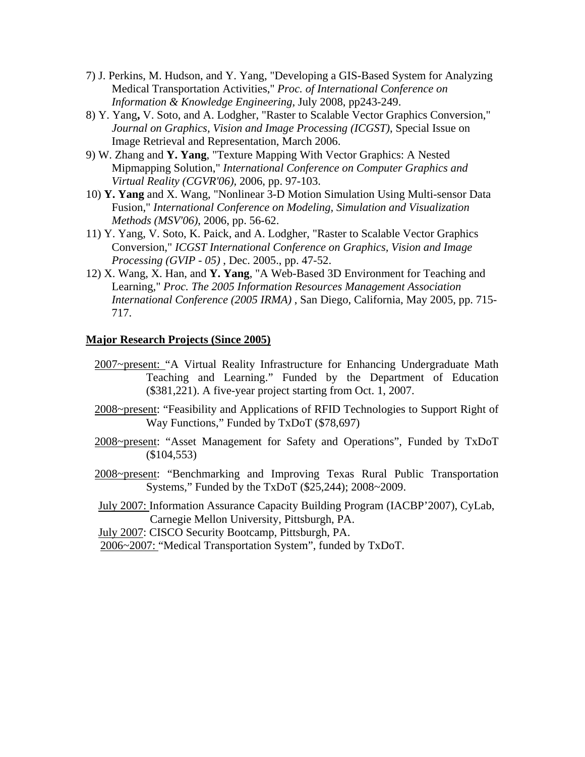7) J. Perkins, M. Hudson, and Y. Yang, "Developing a GIS-Based System for Analyzing Medical Transportation Activities," *Proc. of International Conference on Information & Knowledge Engineering*, July 2008, pp243-249.
8) Y. Yang**,** V. Soto, and A. Lodgher, "Raster to Scalable Vector Graphics Conversion," *Journal on Graphics, Vision and Image Processing (ICGST)*, Special Issue on Image Retrieval and Representation, March 2006.
9) W. Zhang and **Y. Yang**, "Texture Mapping With Vector Graphics: A Nested Mipmapping Solution," *International Conference on Computer Graphics and Virtual Reality (CGVR'06)*, 2006, pp. 97-103.
10) **Y. Yang** and X. Wang, "Nonlinear 3-D Motion Simulation Using Multi-sensor Data Fusion," *International Conference on Modeling, Simulation and Visualization Methods (MSV'06)*, 2006, pp. 56-62.
11) Y. Yang, V. Soto, K. Paick, and A. Lodgher, "Raster to Scalable Vector Graphics Conversion," *ICGST International Conference on Graphics, Vision and Image Processing (GVIP - 05)* , Dec. 2005., pp. 47-52.
12) X. Wang, X. Han, and **Y. Yang**, "A Web-Based 3D Environment for Teaching and Learning," *Proc. The 2005 Information Resources Management Association International Conference (2005 IRMA)* , San Diego, California, May 2005, pp. 715-717.

## Major Research Projects (Since 2005)

2007~present: "A Virtual Reality Infrastructure for Enhancing Undergraduate Math Teaching and Learning." Funded by the Department of Education ($381,221). A five-year project starting from Oct. 1, 2007.

2008~present: "Feasibility and Applications of RFID Technologies to Support Right of Way Functions," Funded by TxDoT ($78,697)

2008~present: "Asset Management for Safety and Operations", Funded by TxDoT ($104,553)

2008~present: "Benchmarking and Improving Texas Rural Public Transportation Systems," Funded by the TxDoT ($25,244); 2008~2009.

July 2007: Information Assurance Capacity Building Program (IACBP'2007), CyLab, Carnegie Mellon University, Pittsburgh, PA.

July 2007: CISCO Security Bootcamp, Pittsburgh, PA.

2006~2007: "Medical Transportation System", funded by TxDoT.